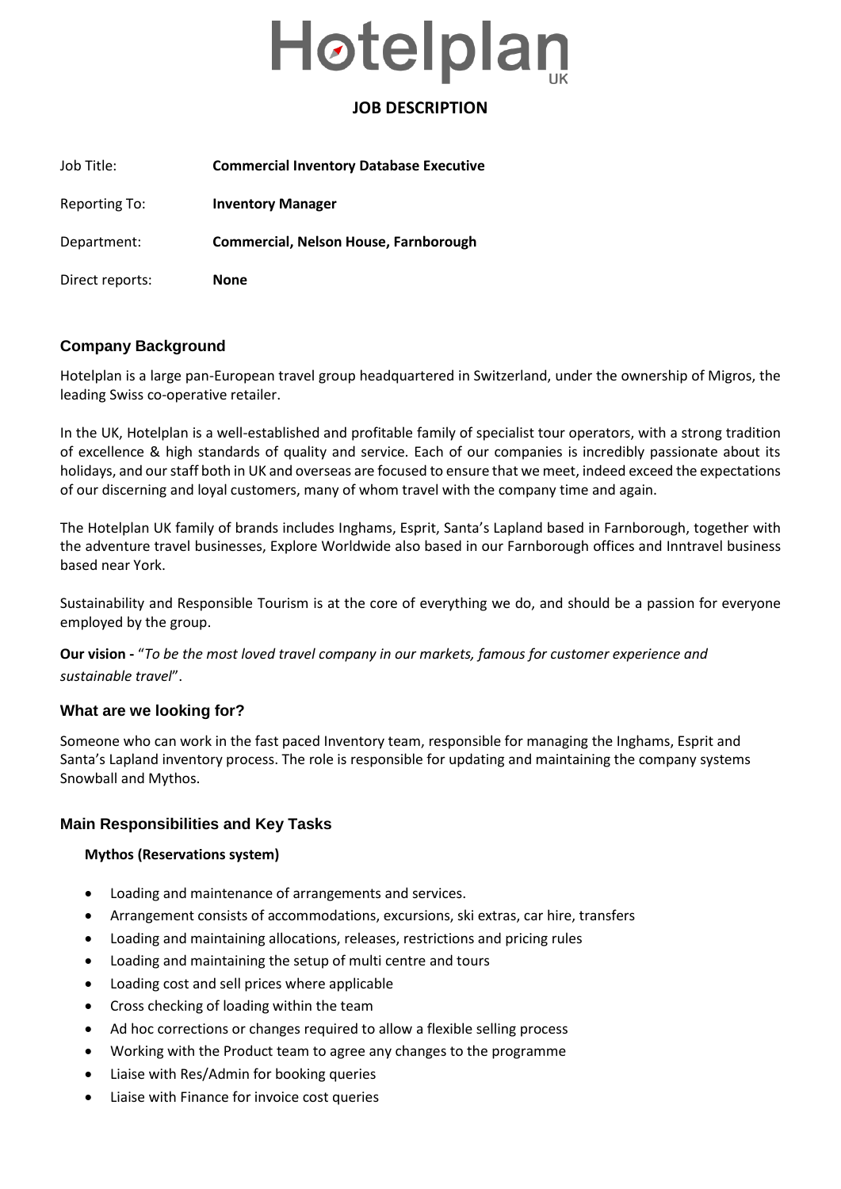# Hotelplan UK

## JOB DESCRIPTION

| | |
|---|---|
| Job Title: | **Commercial Inventory Database Executive** |
| Reporting To: | **Inventory Manager** |
| Department: | **Commercial, Nelson House, Farnborough** |
| Direct reports: | **None** |

### Company Background

Hotelplan is a large pan-European travel group headquartered in Switzerland, under the ownership of Migros, the leading Swiss co-operative retailer.

In the UK, Hotelplan is a well-established and profitable family of specialist tour operators, with a strong tradition of excellence & high standards of quality and service. Each of our companies is incredibly passionate about its holidays, and our staff both in UK and overseas are focused to ensure that we meet, indeed exceed the expectations of our discerning and loyal customers, many of whom travel with the company time and again.

The Hotelplan UK family of brands includes Inghams, Esprit, Santa's Lapland based in Farnborough, together with the adventure travel businesses, Explore Worldwide also based in our Farnborough offices and Inntravel business based near York.

Sustainability and Responsible Tourism is at the core of everything we do, and should be a passion for everyone employed by the group.

**Our vision -** "*To be the most loved travel company in our markets, famous for customer experience and sustainable travel*".

### What are we looking for?

Someone who can work in the fast paced Inventory team, responsible for managing the Inghams, Esprit and Santa's Lapland inventory process. The role is responsible for updating and maintaining the company systems Snowball and Mythos.

### Main Responsibilities and Key Tasks

**Mythos (Reservations system)**

- Loading and maintenance of arrangements and services.
- Arrangement consists of accommodations, excursions, ski extras, car hire, transfers
- Loading and maintaining allocations, releases, restrictions and pricing rules
- Loading and maintaining the setup of multi centre and tours
- Loading cost and sell prices where applicable
- Cross checking of loading within the team
- Ad hoc corrections or changes required to allow a flexible selling process
- Working with the Product team to agree any changes to the programme
- Liaise with Res/Admin for booking queries
- Liaise with Finance for invoice cost queries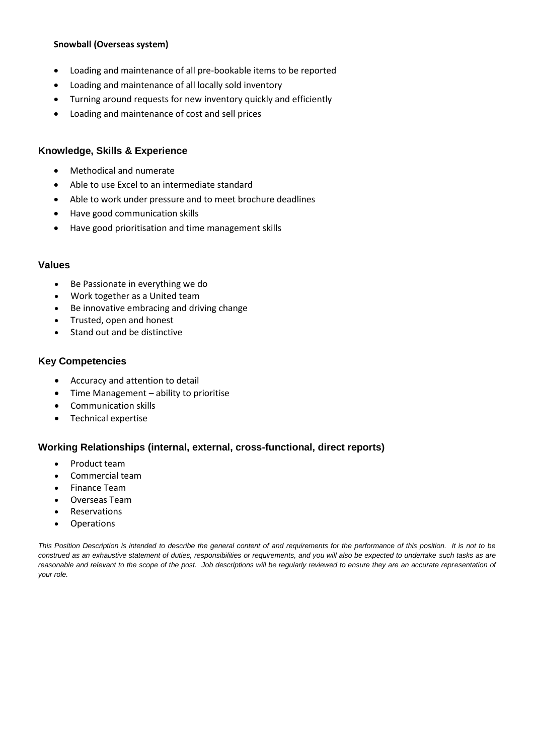**Snowball (Overseas system)**

- Loading and maintenance of all pre-bookable items to be reported
- Loading and maintenance of all locally sold inventory
- Turning around requests for new inventory quickly and efficiently
- Loading and maintenance of cost and sell prices

## Knowledge, Skills & Experience

- Methodical and numerate
- Able to use Excel to an intermediate standard
- Able to work under pressure and to meet brochure deadlines
- Have good communication skills
- Have good prioritisation and time management skills

## Values

- Be Passionate in everything we do
- Work together as a United team
- Be innovative embracing and driving change
- Trusted, open and honest
- Stand out and be distinctive

## Key Competencies

- Accuracy and attention to detail
- Time Management – ability to prioritise
- Communication skills
- Technical expertise

## Working Relationships (internal, external, cross-functional, direct reports)

- Product team
- Commercial team
- Finance Team
- Overseas Team
- Reservations
- Operations

*This Position Description is intended to describe the general content of and requirements for the performance of this position. It is not to be construed as an exhaustive statement of duties, responsibilities or requirements, and you will also be expected to undertake such tasks as are reasonable and relevant to the scope of the post. Job descriptions will be regularly reviewed to ensure they are an accurate representation of your role.*